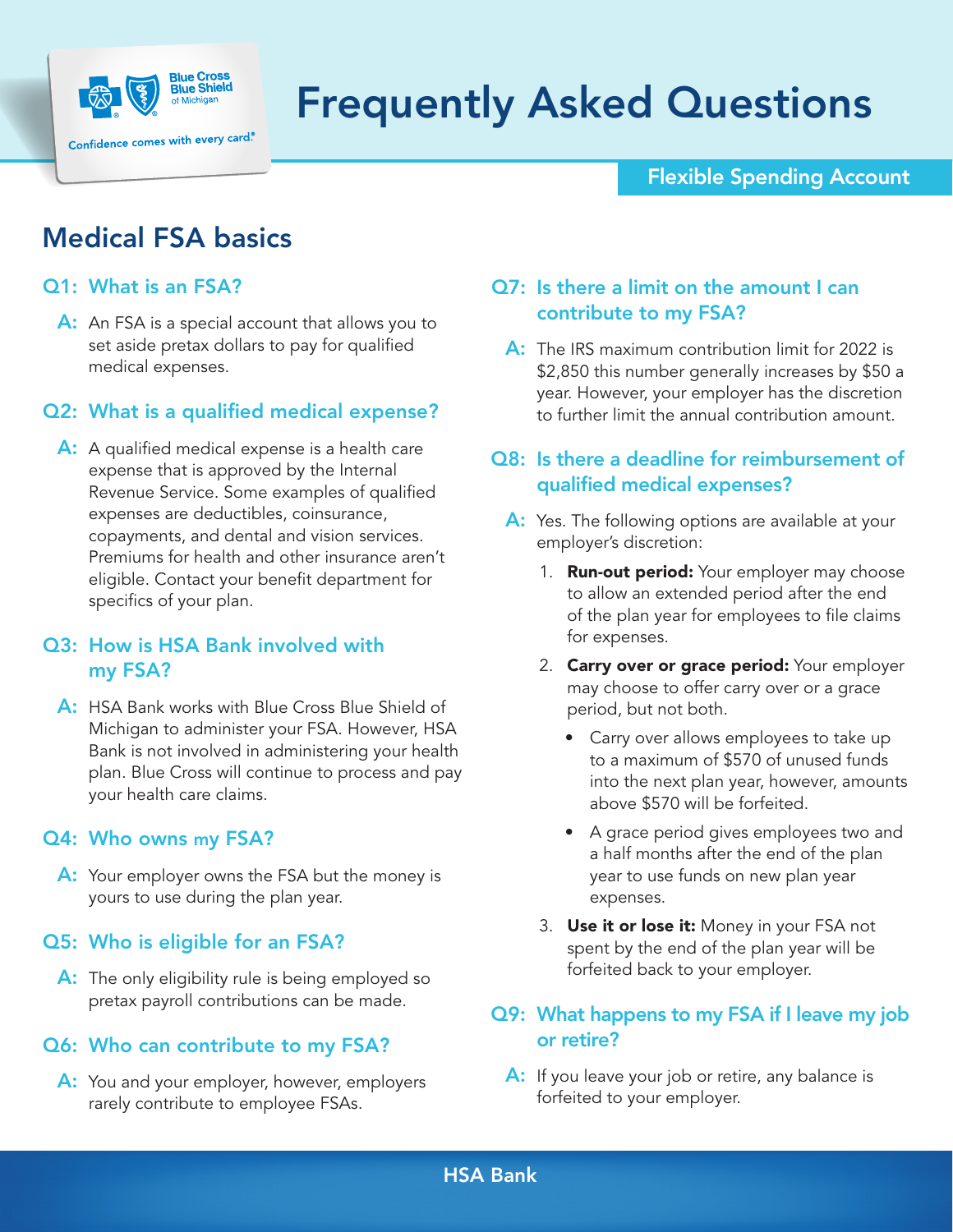Blue Cross Blue Shield of Michigan

Confidence comes with every card.®

# Frequently Asked Questions

Flexible Spending Account

## Medical FSA basics

### Q1: What is an FSA?

**A:** An FSA is a special account that allows you to set aside pretax dollars to pay for qualified medical expenses.

### Q2: What is a qualified medical expense?

**A:** A qualified medical expense is a health care expense that is approved by the Internal Revenue Service. Some examples of qualified expenses are deductibles, coinsurance, copayments, and dental and vision services. Premiums for health and other insurance aren't eligible. Contact your benefit department for specifics of your plan.

### Q3: How is HSA Bank involved with my FSA?

**A:** HSA Bank works with Blue Cross Blue Shield of Michigan to administer your FSA. However, HSA Bank is not involved in administering your health plan. Blue Cross will continue to process and pay your health care claims.

### Q4: Who owns my FSA?

**A:** Your employer owns the FSA but the money is yours to use during the plan year.

### Q5: Who is eligible for an FSA?

**A:** The only eligibility rule is being employed so pretax payroll contributions can be made.

### Q6: Who can contribute to my FSA?

**A:** You and your employer, however, employers rarely contribute to employee FSAs.

### Q7: Is there a limit on the amount I can contribute to my FSA?

**A:** The IRS maximum contribution limit for 2022 is $2,850 this number generally increases by $50 a year. However, your employer has the discretion to further limit the annual contribution amount.

### Q8: Is there a deadline for reimbursement of qualified medical expenses?

**A:** Yes. The following options are available at your employer's discretion:

1. **Run-out period:** Your employer may choose to allow an extended period after the end of the plan year for employees to file claims for expenses.
2. **Carry over or grace period:** Your employer may choose to offer carry over or a grace period, but not both.
   - Carry over allows employees to take up to a maximum of $570 of unused funds into the next plan year, however, amounts above $570 will be forfeited.
   - A grace period gives employees two and a half months after the end of the plan year to use funds on new plan year expenses.
3. **Use it or lose it:** Money in your FSA not spent by the end of the plan year will be forfeited back to your employer.

### Q9: What happens to my FSA if I leave my job or retire?

**A:** If you leave your job or retire, any balance is forfeited to your employer.

HSA Bank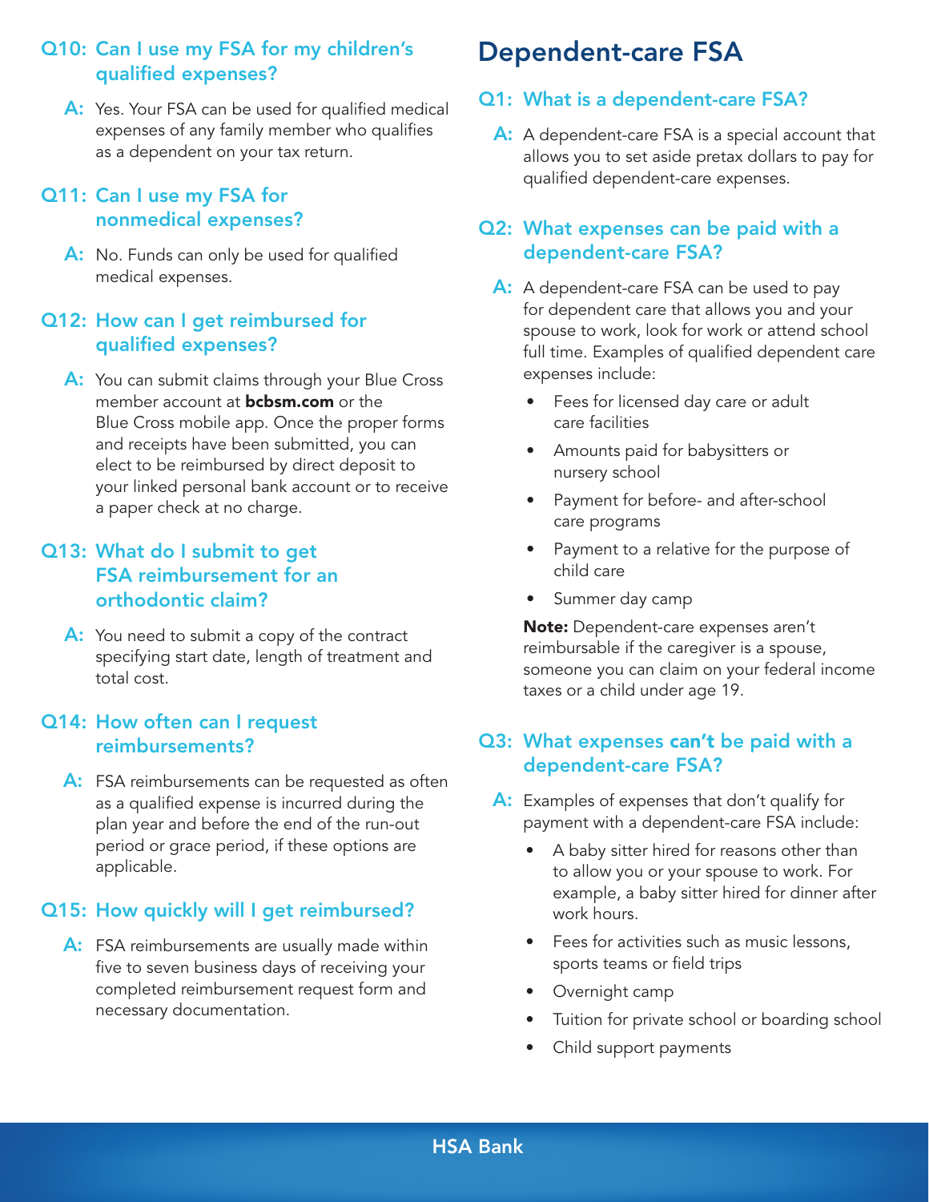### Q10: Can I use my FSA for my children's qualified expenses?

**A:** Yes. Your FSA can be used for qualified medical expenses of any family member who qualifies as a dependent on your tax return.

### Q11: Can I use my FSA for nonmedical expenses?

**A:** No. Funds can only be used for qualified medical expenses.

### Q12: How can I get reimbursed for qualified expenses?

**A:** You can submit claims through your Blue Cross member account at **bcbsm.com** or the Blue Cross mobile app. Once the proper forms and receipts have been submitted, you can elect to be reimbursed by direct deposit to your linked personal bank account or to receive a paper check at no charge.

### Q13: What do I submit to get FSA reimbursement for an orthodontic claim?

**A:** You need to submit a copy of the contract specifying start date, length of treatment and total cost.

### Q14: How often can I request reimbursements?

**A:** FSA reimbursements can be requested as often as a qualified expense is incurred during the plan year and before the end of the run-out period or grace period, if these options are applicable.

### Q15: How quickly will I get reimbursed?

**A:** FSA reimbursements are usually made within five to seven business days of receiving your completed reimbursement request form and necessary documentation.

## Dependent-care FSA

### Q1: What is a dependent-care FSA?

**A:** A dependent-care FSA is a special account that allows you to set aside pretax dollars to pay for qualified dependent-care expenses.

### Q2: What expenses can be paid with a dependent-care FSA?

**A:** A dependent-care FSA can be used to pay for dependent care that allows you and your spouse to work, look for work or attend school full time. Examples of qualified dependent care expenses include:

- Fees for licensed day care or adult care facilities
- Amounts paid for babysitters or nursery school
- Payment for before- and after-school care programs
- Payment to a relative for the purpose of child care
- Summer day camp

**Note:** Dependent-care expenses aren't reimbursable if the caregiver is a spouse, someone you can claim on your federal income taxes or a child under age 19.

### Q3: What expenses **can't** be paid with a dependent-care FSA?

**A:** Examples of expenses that don't qualify for payment with a dependent-care FSA include:

- A baby sitter hired for reasons other than to allow you or your spouse to work. For example, a baby sitter hired for dinner after work hours.
- Fees for activities such as music lessons, sports teams or field trips
- Overnight camp
- Tuition for private school or boarding school
- Child support payments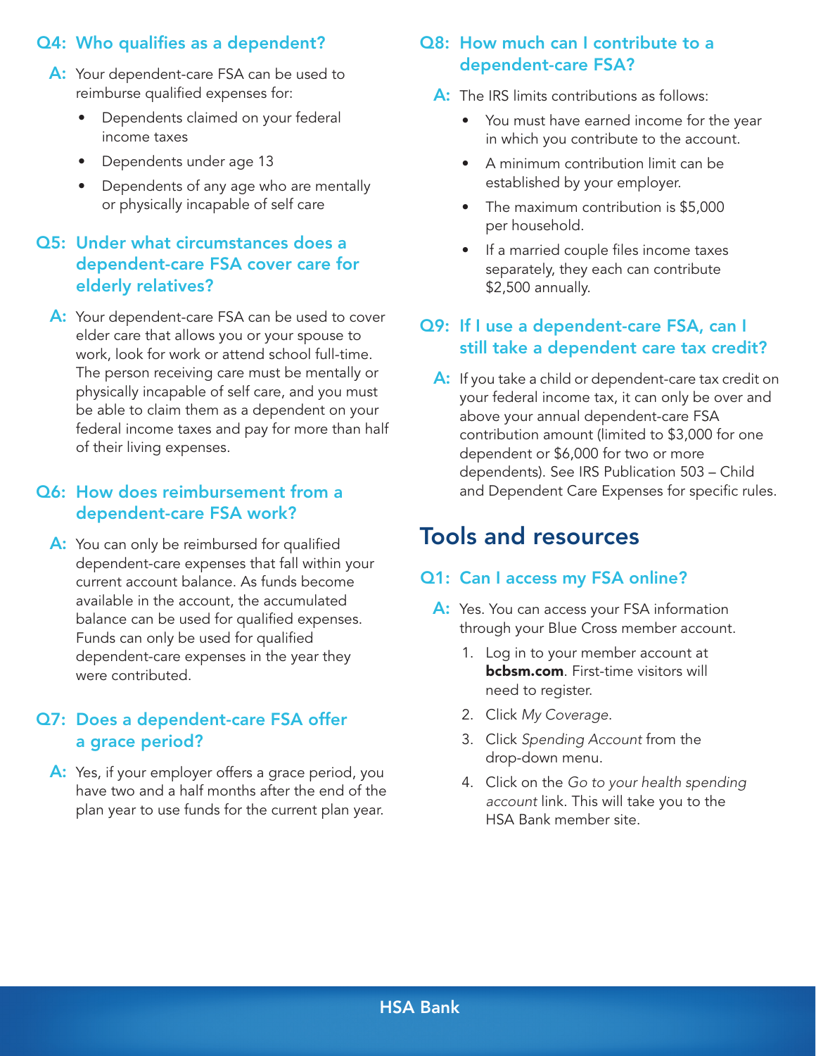### Q4: Who qualifies as a dependent?

**A:** Your dependent-care FSA can be used to reimburse qualified expenses for:

- Dependents claimed on your federal income taxes
- Dependents under age 13
- Dependents of any age who are mentally or physically incapable of self care

### Q5: Under what circumstances does a dependent-care FSA cover care for elderly relatives?

**A:** Your dependent-care FSA can be used to cover elder care that allows you or your spouse to work, look for work or attend school full-time. The person receiving care must be mentally or physically incapable of self care, and you must be able to claim them as a dependent on your federal income taxes and pay for more than half of their living expenses.

### Q6: How does reimbursement from a dependent-care FSA work?

**A:** You can only be reimbursed for qualified dependent-care expenses that fall within your current account balance. As funds become available in the account, the accumulated balance can be used for qualified expenses. Funds can only be used for qualified dependent-care expenses in the year they were contributed.

### Q7: Does a dependent-care FSA offer a grace period?

**A:** Yes, if your employer offers a grace period, you have two and a half months after the end of the plan year to use funds for the current plan year.

### Q8: How much can I contribute to a dependent-care FSA?

**A:** The IRS limits contributions as follows:

- You must have earned income for the year in which you contribute to the account.
- A minimum contribution limit can be established by your employer.
- The maximum contribution is $5,000 per household.
- If a married couple files income taxes separately, they each can contribute $2,500 annually.

### Q9: If I use a dependent-care FSA, can I still take a dependent care tax credit?

**A:** If you take a child or dependent-care tax credit on your federal income tax, it can only be over and above your annual dependent-care FSA contribution amount (limited to $3,000 for one dependent or $6,000 for two or more dependents). See IRS Publication 503 – Child and Dependent Care Expenses for specific rules.

## Tools and resources

### Q1: Can I access my FSA online?

**A:** Yes. You can access your FSA information through your Blue Cross member account.

1. Log in to your member account at **bcbsm.com**. First-time visitors will need to register.
2. Click *My Coverage*.
3. Click *Spending Account* from the drop-down menu.
4. Click on the *Go to your health spending account* link. This will take you to the HSA Bank member site.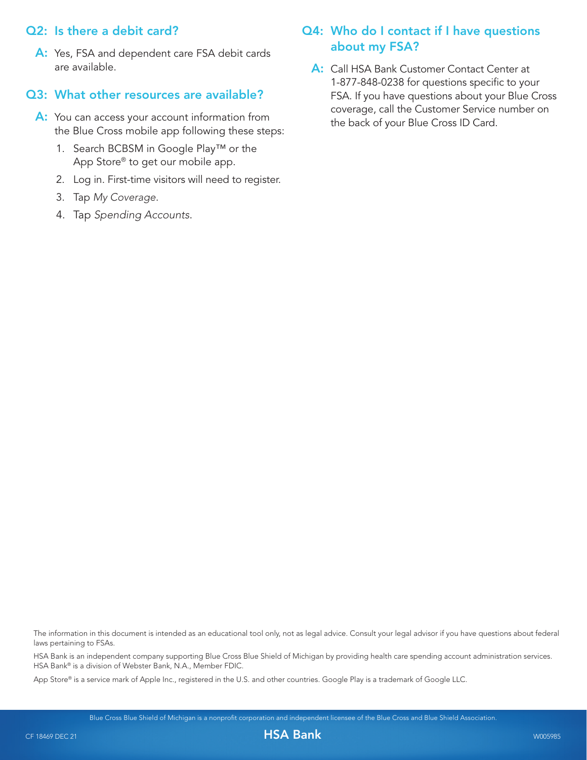## Q2: Is there a debit card?

**A:** Yes, FSA and dependent care FSA debit cards are available.

## Q3: What other resources are available?

**A:** You can access your account information from the Blue Cross mobile app following these steps:

1. Search BCBSM in Google Play™ or the App Store® to get our mobile app.
2. Log in. First-time visitors will need to register.
3. Tap *My Coverage*.
4. Tap *Spending Accounts*.

## Q4: Who do I contact if I have questions about my FSA?

**A:** Call HSA Bank Customer Contact Center at 1-877-848-0238 for questions specific to your FSA. If you have questions about your Blue Cross coverage, call the Customer Service number on the back of your Blue Cross ID Card.

The information in this document is intended as an educational tool only, not as legal advice. Consult your legal advisor if you have questions about federal laws pertaining to FSAs.

HSA Bank is an independent company supporting Blue Cross Blue Shield of Michigan by providing health care spending account administration services. HSA Bank® is a division of Webster Bank, N.A., Member FDIC.

App Store® is a service mark of Apple Inc., registered in the U.S. and other countries. Google Play is a trademark of Google LLC.

Blue Cross Blue Shield of Michigan is a nonprofit corporation and independent licensee of the Blue Cross and Blue Shield Association.

CF 18469 DEC 21

HSA Bank

W005985